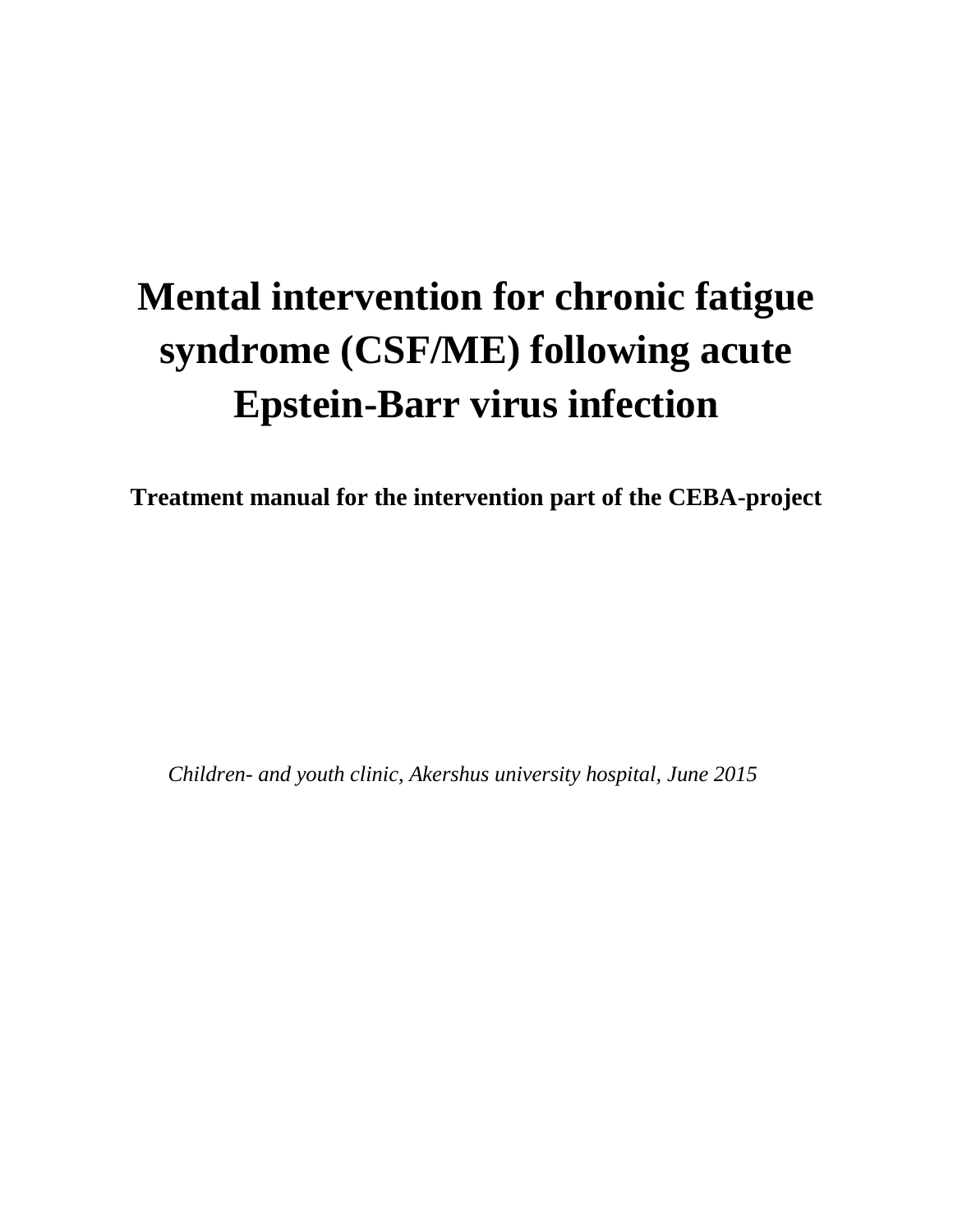# Mental intervention for chronic fatigue syndrome (CSF/ME) following acute Epstein-Barr virus infection

**Treatment manual for the intervention part of the CEBA-project**

*Children- and youth clinic, Akershus university hospital, June 2015*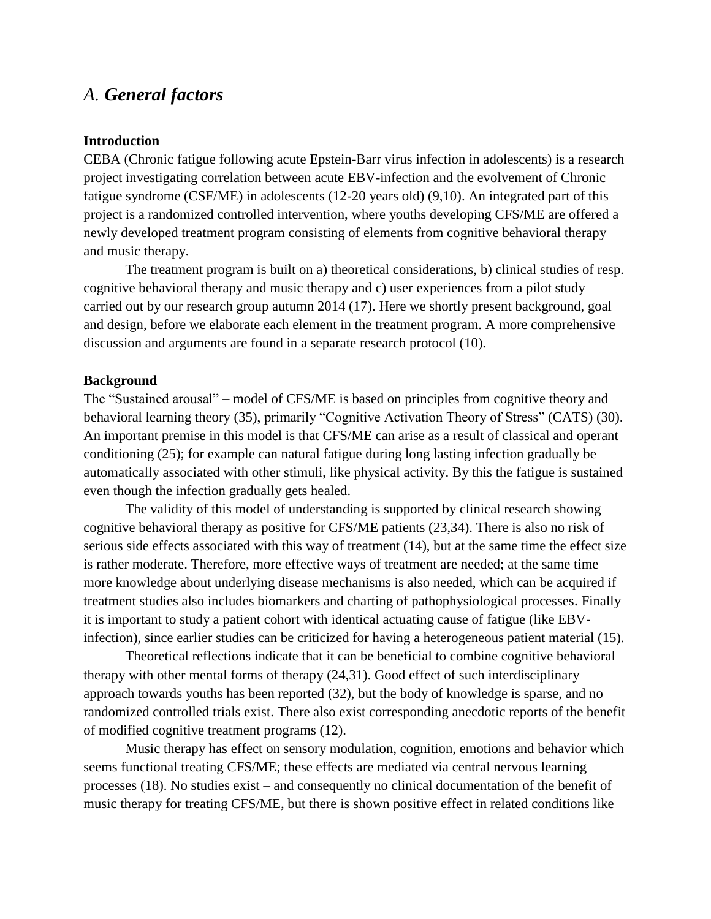## *A. **General factors***

### Introduction

CEBA (Chronic fatigue following acute Epstein-Barr virus infection in adolescents) is a research project investigating correlation between acute EBV-infection and the evolvement of Chronic fatigue syndrome (CSF/ME) in adolescents (12-20 years old) (9,10). An integrated part of this project is a randomized controlled intervention, where youths developing CFS/ME are offered a newly developed treatment program consisting of elements from cognitive behavioral therapy and music therapy.

The treatment program is built on a) theoretical considerations, b) clinical studies of resp. cognitive behavioral therapy and music therapy and c) user experiences from a pilot study carried out by our research group autumn 2014 (17). Here we shortly present background, goal and design, before we elaborate each element in the treatment program. A more comprehensive discussion and arguments are found in a separate research protocol (10).

### Background

The "Sustained arousal" – model of CFS/ME is based on principles from cognitive theory and behavioral learning theory (35), primarily "Cognitive Activation Theory of Stress" (CATS) (30). An important premise in this model is that CFS/ME can arise as a result of classical and operant conditioning (25); for example can natural fatigue during long lasting infection gradually be automatically associated with other stimuli, like physical activity. By this the fatigue is sustained even though the infection gradually gets healed.

The validity of this model of understanding is supported by clinical research showing cognitive behavioral therapy as positive for CFS/ME patients (23,34). There is also no risk of serious side effects associated with this way of treatment (14), but at the same time the effect size is rather moderate. Therefore, more effective ways of treatment are needed; at the same time more knowledge about underlying disease mechanisms is also needed, which can be acquired if treatment studies also includes biomarkers and charting of pathophysiological processes. Finally it is important to study a patient cohort with identical actuating cause of fatigue (like EBV-infection), since earlier studies can be criticized for having a heterogeneous patient material (15).

Theoretical reflections indicate that it can be beneficial to combine cognitive behavioral therapy with other mental forms of therapy (24,31). Good effect of such interdisciplinary approach towards youths has been reported (32), but the body of knowledge is sparse, and no randomized controlled trials exist. There also exist corresponding anecdotic reports of the benefit of modified cognitive treatment programs (12).

Music therapy has effect on sensory modulation, cognition, emotions and behavior which seems functional treating CFS/ME; these effects are mediated via central nervous learning processes (18). No studies exist – and consequently no clinical documentation of the benefit of music therapy for treating CFS/ME, but there is shown positive effect in related conditions like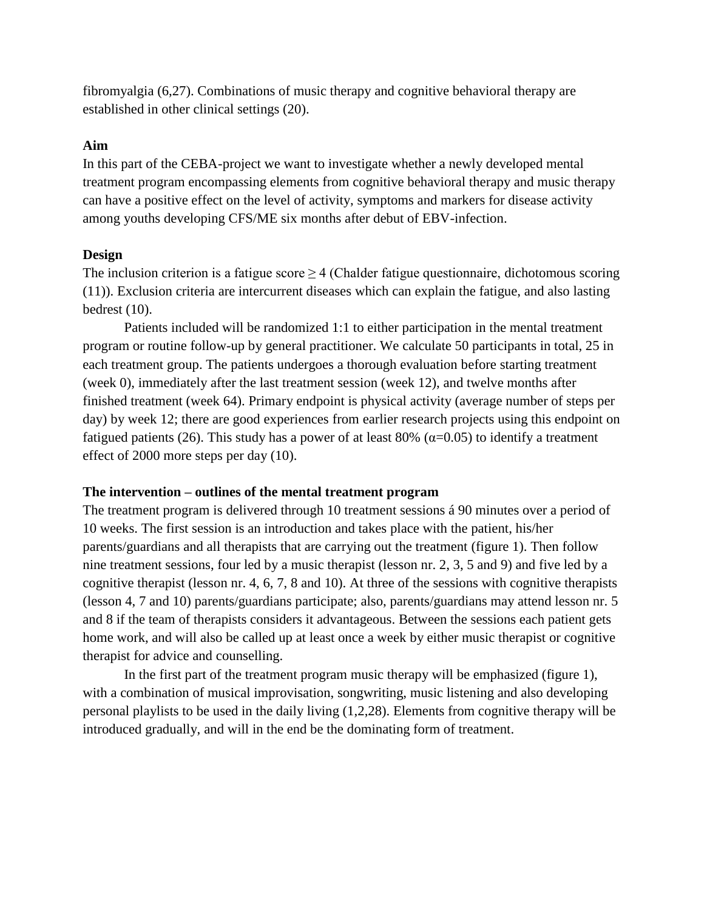fibromyalgia (6,27). Combinations of music therapy and cognitive behavioral therapy are established in other clinical settings (20).

**Aim**

In this part of the CEBA-project we want to investigate whether a newly developed mental treatment program encompassing elements from cognitive behavioral therapy and music therapy can have a positive effect on the level of activity, symptoms and markers for disease activity among youths developing CFS/ME six months after debut of EBV-infection.

**Design**

The inclusion criterion is a fatigue score $\geq 4$ (Chalder fatigue questionnaire, dichotomous scoring (11)). Exclusion criteria are intercurrent diseases which can explain the fatigue, and also lasting bedrest (10).

Patients included will be randomized 1:1 to either participation in the mental treatment program or routine follow-up by general practitioner. We calculate 50 participants in total, 25 in each treatment group. The patients undergoes a thorough evaluation before starting treatment (week 0), immediately after the last treatment session (week 12), and twelve months after finished treatment (week 64). Primary endpoint is physical activity (average number of steps per day) by week 12; there are good experiences from earlier research projects using this endpoint on fatigued patients (26). This study has a power of at least 80% ($\alpha$=0.05) to identify a treatment effect of 2000 more steps per day (10).

**The intervention – outlines of the mental treatment program**

The treatment program is delivered through 10 treatment sessions á 90 minutes over a period of 10 weeks. The first session is an introduction and takes place with the patient, his/her parents/guardians and all therapists that are carrying out the treatment (figure 1). Then follow nine treatment sessions, four led by a music therapist (lesson nr. 2, 3, 5 and 9) and five led by a cognitive therapist (lesson nr. 4, 6, 7, 8 and 10). At three of the sessions with cognitive therapists (lesson 4, 7 and 10) parents/guardians participate; also, parents/guardians may attend lesson nr. 5 and 8 if the team of therapists considers it advantageous. Between the sessions each patient gets home work, and will also be called up at least once a week by either music therapist or cognitive therapist for advice and counselling.

In the first part of the treatment program music therapy will be emphasized (figure 1), with a combination of musical improvisation, songwriting, music listening and also developing personal playlists to be used in the daily living (1,2,28). Elements from cognitive therapy will be introduced gradually, and will in the end be the dominating form of treatment.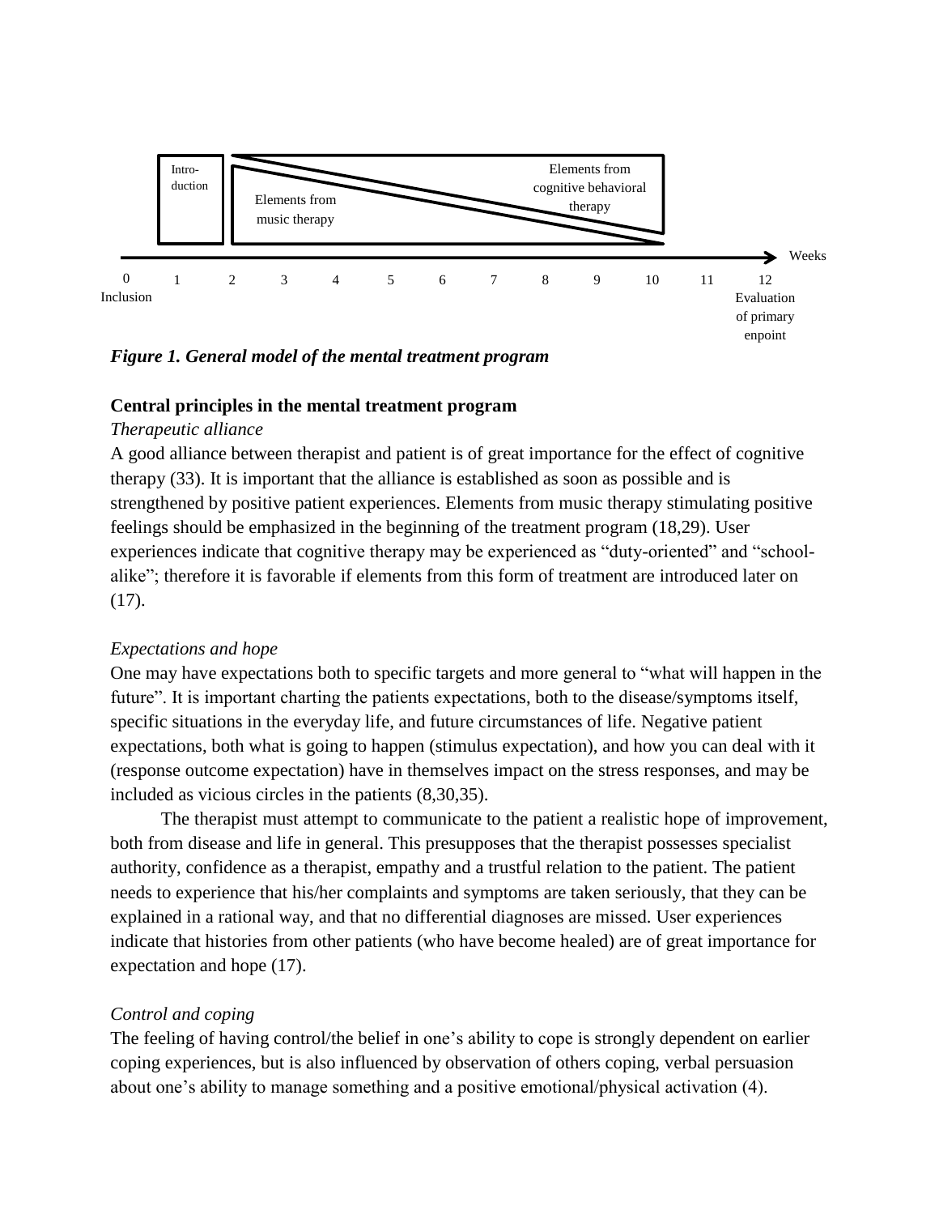Intro-duction | Elements from music therapy | Elements from cognitive behavioral therapy

Weeks: 0 (Inclusion), 1, 2, 3, 4, 5, 6, 7, 8, 9, 10, 11, 12 (Evaluation of primary enpoint)

***Figure 1. General model of the mental treatment program***

**Central principles in the mental treatment program**

*Therapeutic alliance*

A good alliance between therapist and patient is of great importance for the effect of cognitive therapy (33). It is important that the alliance is established as soon as possible and is strengthened by positive patient experiences. Elements from music therapy stimulating positive feelings should be emphasized in the beginning of the treatment program (18,29). User experiences indicate that cognitive therapy may be experienced as "duty-oriented" and "school-alike"; therefore it is favorable if elements from this form of treatment are introduced later on (17).

*Expectations and hope*

One may have expectations both to specific targets and more general to "what will happen in the future". It is important charting the patients expectations, both to the disease/symptoms itself, specific situations in the everyday life, and future circumstances of life. Negative patient expectations, both what is going to happen (stimulus expectation), and how you can deal with it (response outcome expectation) have in themselves impact on the stress responses, and may be included as vicious circles in the patients (8,30,35).

The therapist must attempt to communicate to the patient a realistic hope of improvement, both from disease and life in general. This presupposes that the therapist possesses specialist authority, confidence as a therapist, empathy and a trustful relation to the patient. The patient needs to experience that his/her complaints and symptoms are taken seriously, that they can be explained in a rational way, and that no differential diagnoses are missed. User experiences indicate that histories from other patients (who have become healed) are of great importance for expectation and hope (17).

*Control and coping*

The feeling of having control/the belief in one's ability to cope is strongly dependent on earlier coping experiences, but is also influenced by observation of others coping, verbal persuasion about one's ability to manage something and a positive emotional/physical activation (4).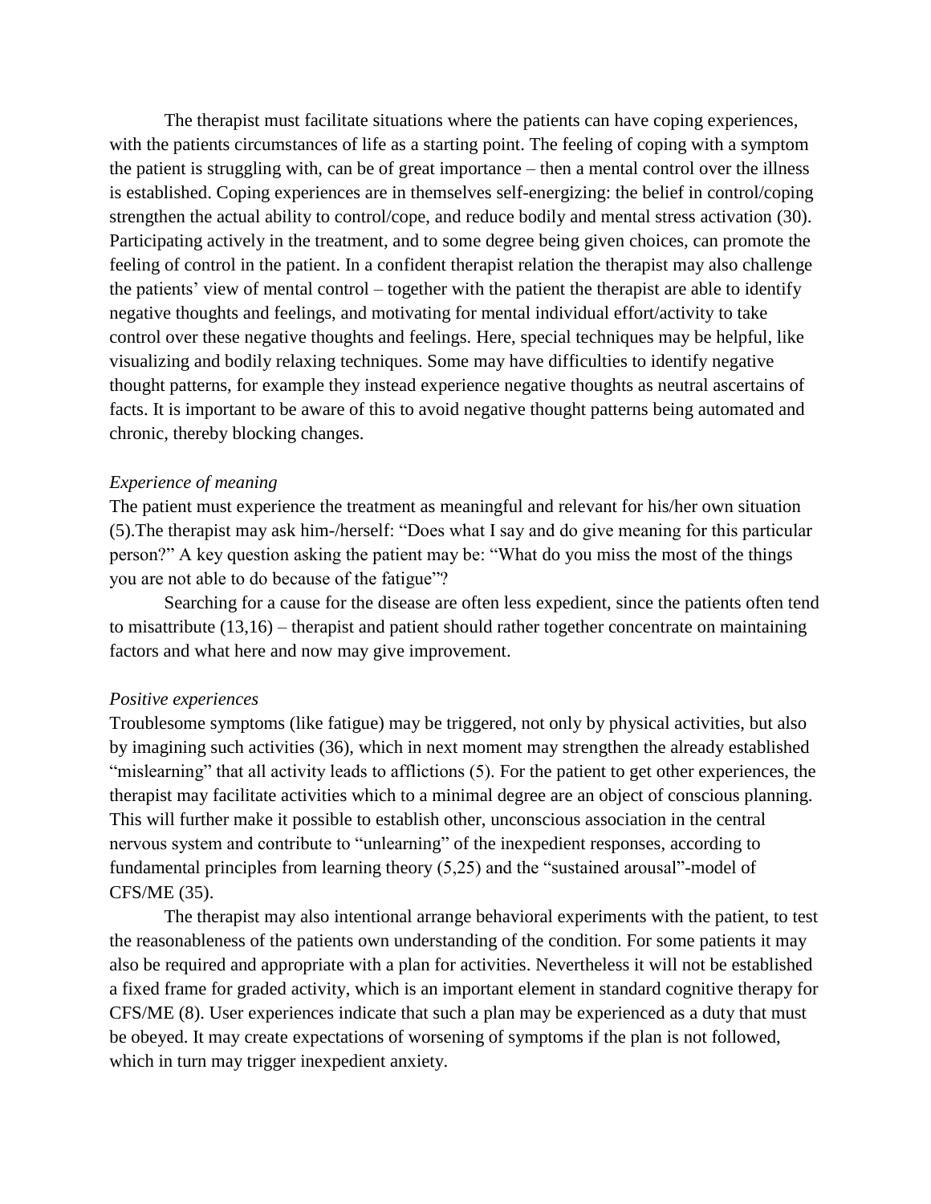The therapist must facilitate situations where the patients can have coping experiences, with the patients circumstances of life as a starting point. The feeling of coping with a symptom the patient is struggling with, can be of great importance – then a mental control over the illness is established. Coping experiences are in themselves self-energizing: the belief in control/coping strengthen the actual ability to control/cope, and reduce bodily and mental stress activation (30). Participating actively in the treatment, and to some degree being given choices, can promote the feeling of control in the patient. In a confident therapist relation the therapist may also challenge the patients' view of mental control – together with the patient the therapist are able to identify negative thoughts and feelings, and motivating for mental individual effort/activity to take control over these negative thoughts and feelings. Here, special techniques may be helpful, like visualizing and bodily relaxing techniques. Some may have difficulties to identify negative thought patterns, for example they instead experience negative thoughts as neutral ascertains of facts. It is important to be aware of this to avoid negative thought patterns being automated and chronic, thereby blocking changes.

*Experience of meaning*

The patient must experience the treatment as meaningful and relevant for his/her own situation (5).The therapist may ask him-/herself: "Does what I say and do give meaning for this particular person?" A key question asking the patient may be: "What do you miss the most of the things you are not able to do because of the fatigue"?

Searching for a cause for the disease are often less expedient, since the patients often tend to misattribute (13,16) – therapist and patient should rather together concentrate on maintaining factors and what here and now may give improvement.

*Positive experiences*

Troublesome symptoms (like fatigue) may be triggered, not only by physical activities, but also by imagining such activities (36), which in next moment may strengthen the already established "mislearning" that all activity leads to afflictions (5). For the patient to get other experiences, the therapist may facilitate activities which to a minimal degree are an object of conscious planning. This will further make it possible to establish other, unconscious association in the central nervous system and contribute to "unlearning" of the inexpedient responses, according to fundamental principles from learning theory (5,25) and the "sustained arousal"-model of CFS/ME (35).

The therapist may also intentional arrange behavioral experiments with the patient, to test the reasonableness of the patients own understanding of the condition. For some patients it may also be required and appropriate with a plan for activities. Nevertheless it will not be established a fixed frame for graded activity, which is an important element in standard cognitive therapy for CFS/ME (8). User experiences indicate that such a plan may be experienced as a duty that must be obeyed. It may create expectations of worsening of symptoms if the plan is not followed, which in turn may trigger inexpedient anxiety.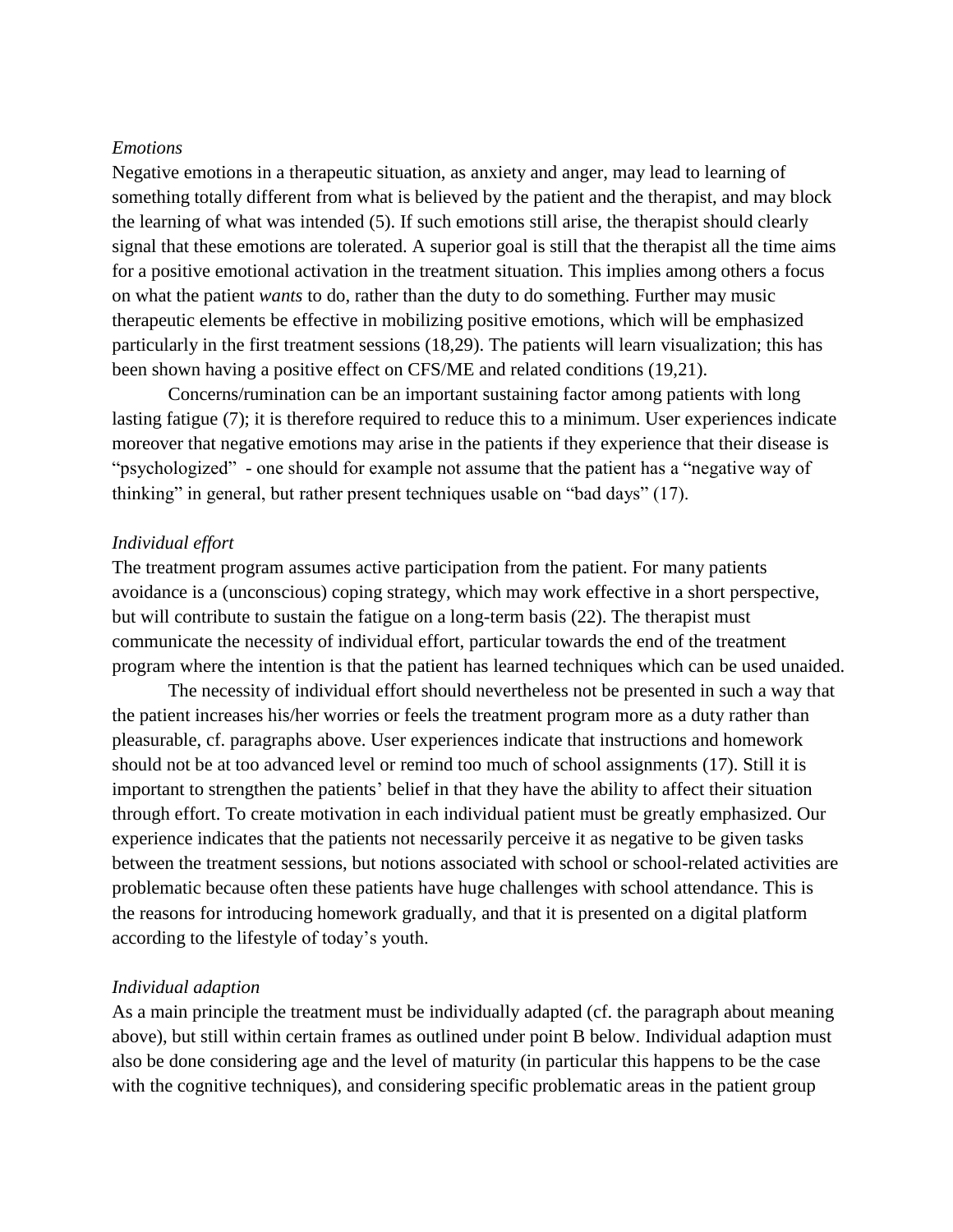*Emotions*

Negative emotions in a therapeutic situation, as anxiety and anger, may lead to learning of something totally different from what is believed by the patient and the therapist, and may block the learning of what was intended (5). If such emotions still arise, the therapist should clearly signal that these emotions are tolerated. A superior goal is still that the therapist all the time aims for a positive emotional activation in the treatment situation. This implies among others a focus on what the patient *wants* to do, rather than the duty to do something. Further may music therapeutic elements be effective in mobilizing positive emotions, which will be emphasized particularly in the first treatment sessions (18,29). The patients will learn visualization; this has been shown having a positive effect on CFS/ME and related conditions (19,21).

Concerns/rumination can be an important sustaining factor among patients with long lasting fatigue (7); it is therefore required to reduce this to a minimum. User experiences indicate moreover that negative emotions may arise in the patients if they experience that their disease is "psychologized" - one should for example not assume that the patient has a "negative way of thinking" in general, but rather present techniques usable on "bad days" (17).

*Individual effort*

The treatment program assumes active participation from the patient. For many patients avoidance is a (unconscious) coping strategy, which may work effective in a short perspective, but will contribute to sustain the fatigue on a long-term basis (22). The therapist must communicate the necessity of individual effort, particular towards the end of the treatment program where the intention is that the patient has learned techniques which can be used unaided.

The necessity of individual effort should nevertheless not be presented in such a way that the patient increases his/her worries or feels the treatment program more as a duty rather than pleasurable, cf. paragraphs above. User experiences indicate that instructions and homework should not be at too advanced level or remind too much of school assignments (17). Still it is important to strengthen the patients' belief in that they have the ability to affect their situation through effort. To create motivation in each individual patient must be greatly emphasized. Our experience indicates that the patients not necessarily perceive it as negative to be given tasks between the treatment sessions, but notions associated with school or school-related activities are problematic because often these patients have huge challenges with school attendance. This is the reasons for introducing homework gradually, and that it is presented on a digital platform according to the lifestyle of today's youth.

*Individual adaption*

As a main principle the treatment must be individually adapted (cf. the paragraph about meaning above), but still within certain frames as outlined under point B below. Individual adaption must also be done considering age and the level of maturity (in particular this happens to be the case with the cognitive techniques), and considering specific problematic areas in the patient group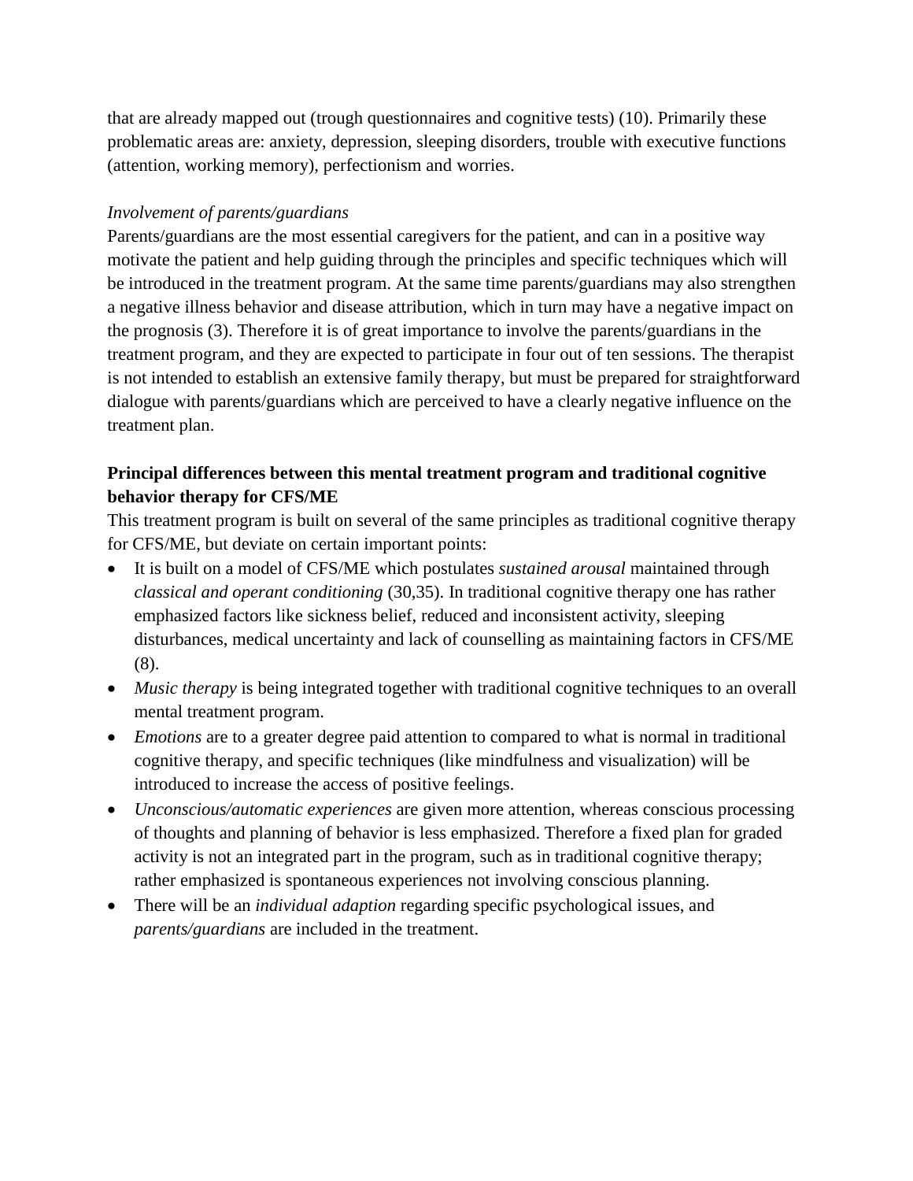that are already mapped out (trough questionnaires and cognitive tests) (10). Primarily these problematic areas are: anxiety, depression, sleeping disorders, trouble with executive functions (attention, working memory), perfectionism and worries.

*Involvement of parents/guardians*

Parents/guardians are the most essential caregivers for the patient, and can in a positive way motivate the patient and help guiding through the principles and specific techniques which will be introduced in the treatment program. At the same time parents/guardians may also strengthen a negative illness behavior and disease attribution, which in turn may have a negative impact on the prognosis (3). Therefore it is of great importance to involve the parents/guardians in the treatment program, and they are expected to participate in four out of ten sessions. The therapist is not intended to establish an extensive family therapy, but must be prepared for straightforward dialogue with parents/guardians which are perceived to have a clearly negative influence on the treatment plan.

**Principal differences between this mental treatment program and traditional cognitive behavior therapy for CFS/ME**

This treatment program is built on several of the same principles as traditional cognitive therapy for CFS/ME, but deviate on certain important points:

- It is built on a model of CFS/ME which postulates *sustained arousal* maintained through *classical and operant conditioning* (30,35). In traditional cognitive therapy one has rather emphasized factors like sickness belief, reduced and inconsistent activity, sleeping disturbances, medical uncertainty and lack of counselling as maintaining factors in CFS/ME (8).
- *Music therapy* is being integrated together with traditional cognitive techniques to an overall mental treatment program.
- *Emotions* are to a greater degree paid attention to compared to what is normal in traditional cognitive therapy, and specific techniques (like mindfulness and visualization) will be introduced to increase the access of positive feelings.
- *Unconscious/automatic experiences* are given more attention, whereas conscious processing of thoughts and planning of behavior is less emphasized. Therefore a fixed plan for graded activity is not an integrated part in the program, such as in traditional cognitive therapy; rather emphasized is spontaneous experiences not involving conscious planning.
- There will be an *individual adaption* regarding specific psychological issues, and *parents/guardians* are included in the treatment.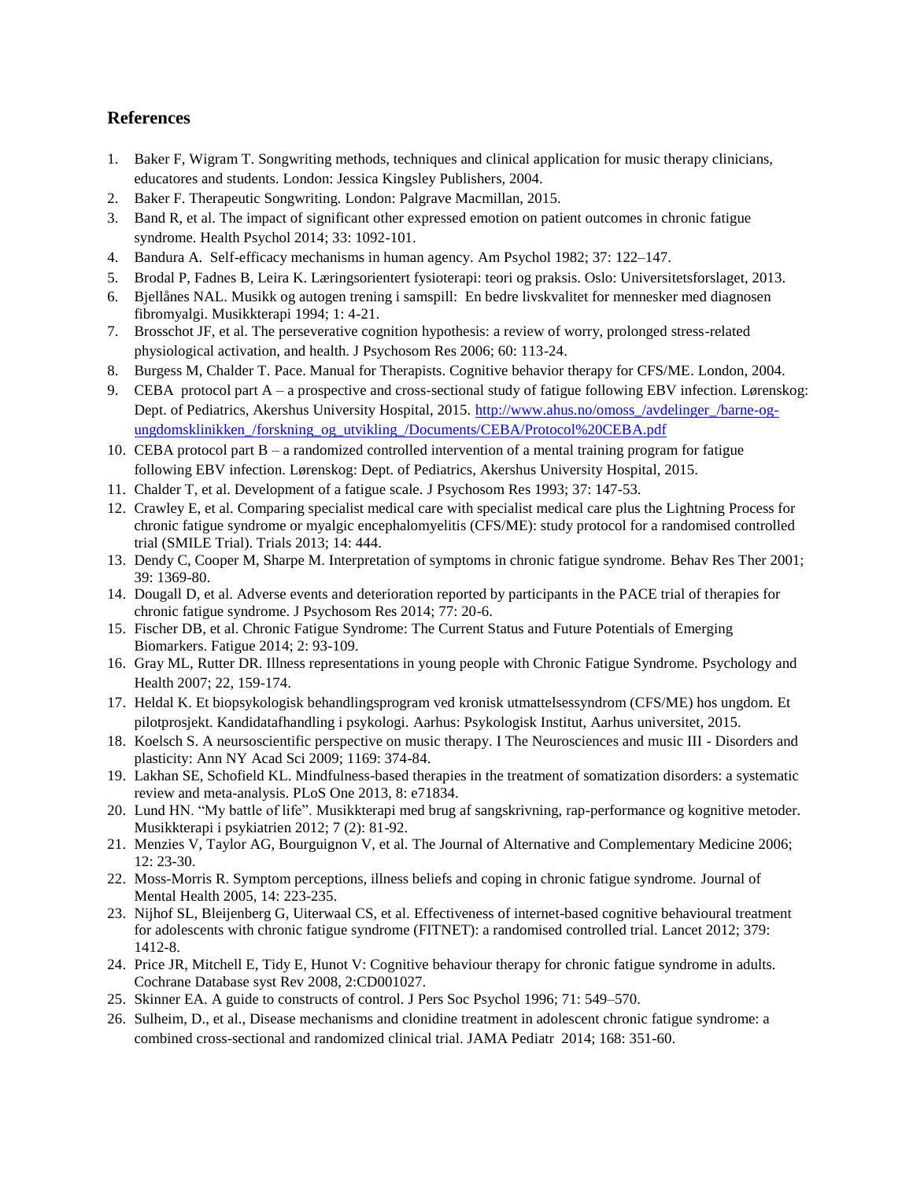## References

1. Baker F, Wigram T. Songwriting methods, techniques and clinical application for music therapy clinicians, educatores and students. London: Jessica Kingsley Publishers, 2004.
2. Baker F. Therapeutic Songwriting. London: Palgrave Macmillan, 2015.
3. Band R, et al. The impact of significant other expressed emotion on patient outcomes in chronic fatigue syndrome. Health Psychol 2014; 33: 1092-101.
4. Bandura A. Self-efficacy mechanisms in human agency. Am Psychol 1982; 37: 122–147.
5. Brodal P, Fadnes B, Leira K. Læringsorientert fysioterapi: teori og praksis. Oslo: Universitetsforslaget, 2013.
6. Bjellånes NAL. Musikk og autogen trening i samspill: En bedre livskvalitet for mennesker med diagnosen fibromyalgi. Musikkterapi 1994; 1: 4-21.
7. Brosschot JF, et al. The perseverative cognition hypothesis: a review of worry, prolonged stress-related physiological activation, and health. J Psychosom Res 2006; 60: 113-24.
8. Burgess M, Chalder T. Pace. Manual for Therapists. Cognitive behavior therapy for CFS/ME. London, 2004.
9. CEBA protocol part A – a prospective and cross-sectional study of fatigue following EBV infection. Lørenskog: Dept. of Pediatrics, Akershus University Hospital, 2015. http://www.ahus.no/omoss_/avdelinger_/barne-og-ungdomsklinikken_/forskning_og_utvikling_/Documents/CEBA/Protocol%20CEBA.pdf
10. CEBA protocol part B – a randomized controlled intervention of a mental training program for fatigue following EBV infection. Lørenskog: Dept. of Pediatrics, Akershus University Hospital, 2015.
11. Chalder T, et al. Development of a fatigue scale. J Psychosom Res 1993; 37: 147-53.
12. Crawley E, et al. Comparing specialist medical care with specialist medical care plus the Lightning Process for chronic fatigue syndrome or myalgic encephalomyelitis (CFS/ME): study protocol for a randomised controlled trial (SMILE Trial). Trials 2013; 14: 444.
13. Dendy C, Cooper M, Sharpe M. Interpretation of symptoms in chronic fatigue syndrome. Behav Res Ther 2001; 39: 1369-80.
14. Dougall D, et al. Adverse events and deterioration reported by participants in the PACE trial of therapies for chronic fatigue syndrome. J Psychosom Res 2014; 77: 20-6.
15. Fischer DB, et al. Chronic Fatigue Syndrome: The Current Status and Future Potentials of Emerging Biomarkers. Fatigue 2014; 2: 93-109.
16. Gray ML, Rutter DR. Illness representations in young people with Chronic Fatigue Syndrome. Psychology and Health 2007; 22, 159-174.
17. Heldal K. Et biopsykologisk behandlingsprogram ved kronisk utmattelsessyndrom (CFS/ME) hos ungdom. Et pilotprosjekt. Kandidatafhandling i psykologi. Aarhus: Psykologisk Institut, Aarhus universitet, 2015.
18. Koelsch S. A neursoscientific perspective on music therapy. I The Neurosciences and music III - Disorders and plasticity: Ann NY Acad Sci 2009; 1169: 374-84.
19. Lakhan SE, Schofield KL. Mindfulness-based therapies in the treatment of somatization disorders: a systematic review and meta-analysis. PLoS One 2013, 8: e71834.
20. Lund HN. "My battle of life". Musikkterapi med brug af sangskrivning, rap-performance og kognitive metoder. Musikkterapi i psykiatrien 2012; 7 (2): 81-92.
21. Menzies V, Taylor AG, Bourguignon V, et al. The Journal of Alternative and Complementary Medicine 2006; 12: 23-30.
22. Moss-Morris R. Symptom perceptions, illness beliefs and coping in chronic fatigue syndrome. Journal of Mental Health 2005, 14: 223-235.
23. Nijhof SL, Bleijenberg G, Uiterwaal CS, et al. Effectiveness of internet-based cognitive behavioural treatment for adolescents with chronic fatigue syndrome (FITNET): a randomised controlled trial. Lancet 2012; 379: 1412-8.
24. Price JR, Mitchell E, Tidy E, Hunot V: Cognitive behaviour therapy for chronic fatigue syndrome in adults. Cochrane Database syst Rev 2008, 2:CD001027.
25. Skinner EA. A guide to constructs of control. J Pers Soc Psychol 1996; 71: 549–570.
26. Sulheim, D., et al., Disease mechanisms and clonidine treatment in adolescent chronic fatigue syndrome: a combined cross-sectional and randomized clinical trial. JAMA Pediatr 2014; 168: 351-60.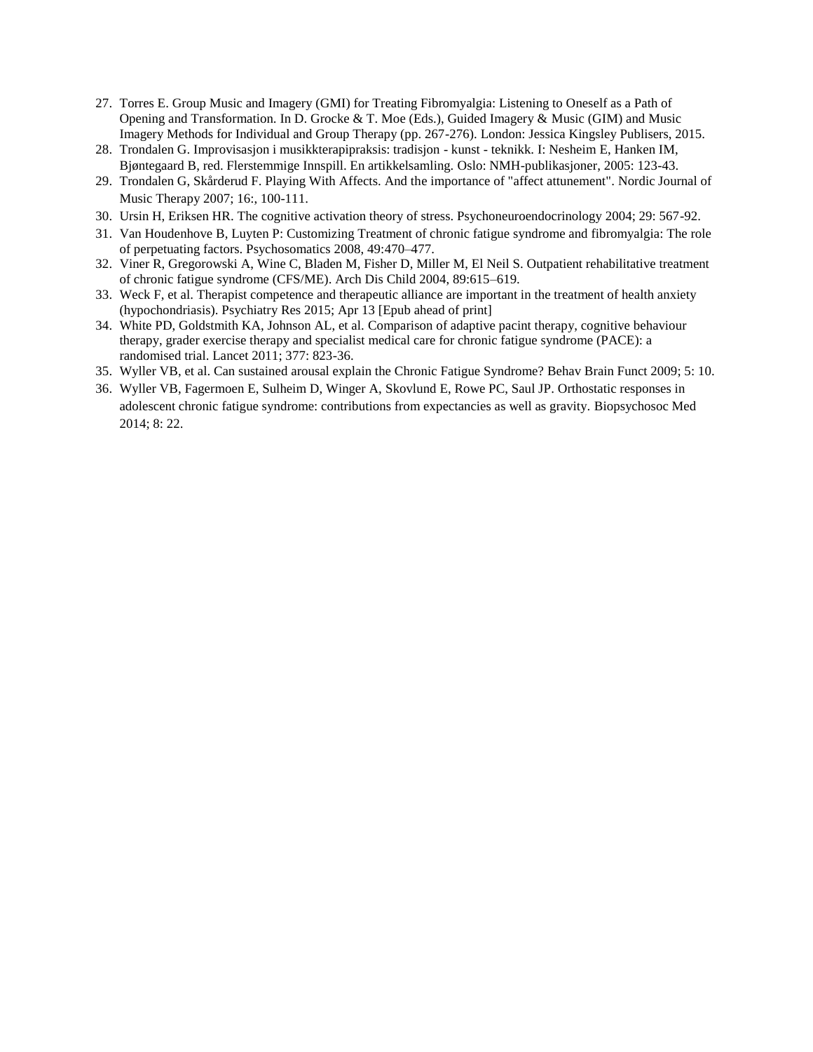27. Torres E. Group Music and Imagery (GMI) for Treating Fibromyalgia: Listening to Oneself as a Path of Opening and Transformation. In D. Grocke & T. Moe (Eds.), Guided Imagery & Music (GIM) and Music Imagery Methods for Individual and Group Therapy (pp. 267-276). London: Jessica Kingsley Publisers, 2015.
28. Trondalen G. Improvisasjon i musikkterapipraksis: tradisjon - kunst - teknikk. I: Nesheim E, Hanken IM, Bjøntegaard B, red. Flerstemmige Innspill. En artikkelsamling. Oslo: NMH-publikasjoner, 2005: 123-43.
29. Trondalen G, Skårderud F. Playing With Affects. And the importance of "affect attunement". Nordic Journal of Music Therapy 2007; 16:, 100-111.
30. Ursin H, Eriksen HR. The cognitive activation theory of stress. Psychoneuroendocrinology 2004; 29: 567-92.
31. Van Houdenhove B, Luyten P: Customizing Treatment of chronic fatigue syndrome and fibromyalgia: The role of perpetuating factors. Psychosomatics 2008, 49:470–477.
32. Viner R, Gregorowski A, Wine C, Bladen M, Fisher D, Miller M, El Neil S. Outpatient rehabilitative treatment of chronic fatigue syndrome (CFS/ME). Arch Dis Child 2004, 89:615–619.
33. Weck F, et al. Therapist competence and therapeutic alliance are important in the treatment of health anxiety (hypochondriasis). Psychiatry Res 2015; Apr 13 [Epub ahead of print]
34. White PD, Goldstmith KA, Johnson AL, et al. Comparison of adaptive pacint therapy, cognitive behaviour therapy, grader exercise therapy and specialist medical care for chronic fatigue syndrome (PACE): a randomised trial. Lancet 2011; 377: 823-36.
35. Wyller VB, et al. Can sustained arousal explain the Chronic Fatigue Syndrome? Behav Brain Funct 2009; 5: 10.
36. Wyller VB, Fagermoen E, Sulheim D, Winger A, Skovlund E, Rowe PC, Saul JP. Orthostatic responses in adolescent chronic fatigue syndrome: contributions from expectancies as well as gravity. Biopsychosoc Med 2014; 8: 22.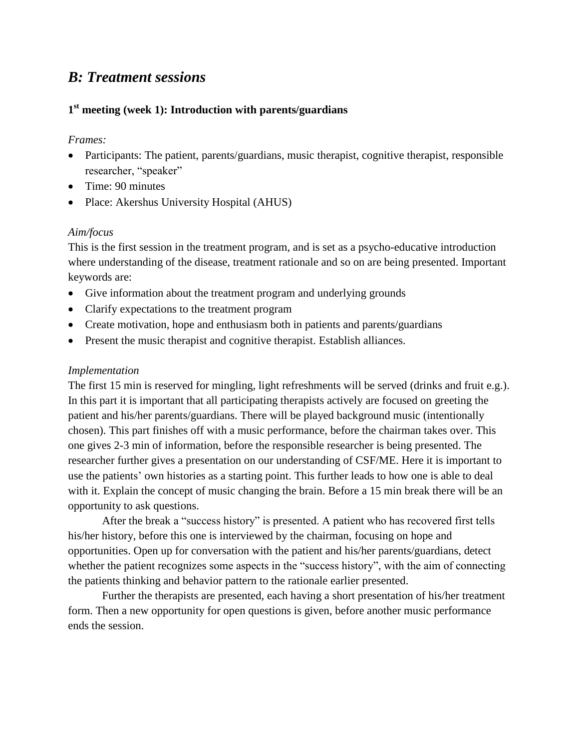## *B: Treatment sessions*

### 1st meeting (week 1): Introduction with parents/guardians

*Frames:*

- Participants: The patient, parents/guardians, music therapist, cognitive therapist, responsible researcher, "speaker"
- Time: 90 minutes
- Place: Akershus University Hospital (AHUS)

*Aim/focus*

This is the first session in the treatment program, and is set as a psycho-educative introduction where understanding of the disease, treatment rationale and so on are being presented. Important keywords are:

- Give information about the treatment program and underlying grounds
- Clarify expectations to the treatment program
- Create motivation, hope and enthusiasm both in patients and parents/guardians
- Present the music therapist and cognitive therapist. Establish alliances.

*Implementation*

The first 15 min is reserved for mingling, light refreshments will be served (drinks and fruit e.g.). In this part it is important that all participating therapists actively are focused on greeting the patient and his/her parents/guardians. There will be played background music (intentionally chosen). This part finishes off with a music performance, before the chairman takes over. This one gives 2-3 min of information, before the responsible researcher is being presented. The researcher further gives a presentation on our understanding of CSF/ME. Here it is important to use the patients' own histories as a starting point. This further leads to how one is able to deal with it. Explain the concept of music changing the brain. Before a 15 min break there will be an opportunity to ask questions.

After the break a "success history" is presented. A patient who has recovered first tells his/her history, before this one is interviewed by the chairman, focusing on hope and opportunities. Open up for conversation with the patient and his/her parents/guardians, detect whether the patient recognizes some aspects in the "success history", with the aim of connecting the patients thinking and behavior pattern to the rationale earlier presented.

Further the therapists are presented, each having a short presentation of his/her treatment form. Then a new opportunity for open questions is given, before another music performance ends the session.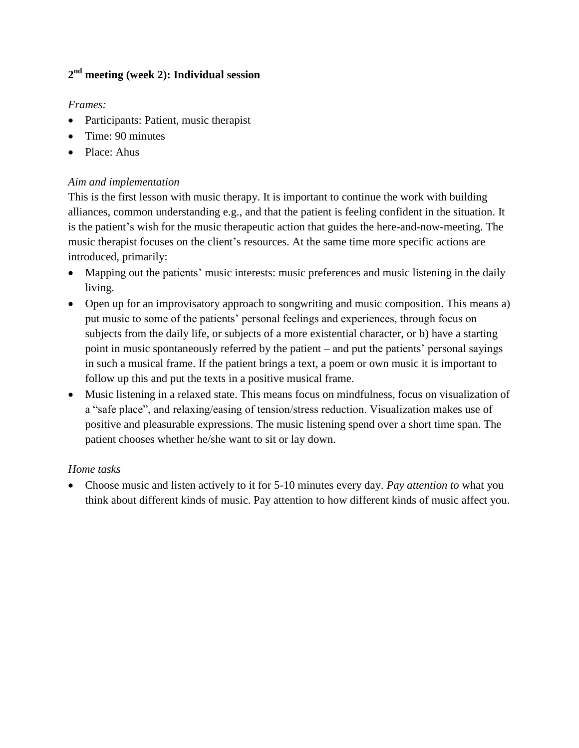**2nd meeting (week 2): Individual session**

*Frames:*

- Participants: Patient, music therapist
- Time: 90 minutes
- Place: Ahus

*Aim and implementation*

This is the first lesson with music therapy. It is important to continue the work with building alliances, common understanding e.g., and that the patient is feeling confident in the situation. It is the patient's wish for the music therapeutic action that guides the here-and-now-meeting. The music therapist focuses on the client's resources. At the same time more specific actions are introduced, primarily:

- Mapping out the patients' music interests: music preferences and music listening in the daily living.
- Open up for an improvisatory approach to songwriting and music composition. This means a) put music to some of the patients' personal feelings and experiences, through focus on subjects from the daily life, or subjects of a more existential character, or b) have a starting point in music spontaneously referred by the patient – and put the patients' personal sayings in such a musical frame. If the patient brings a text, a poem or own music it is important to follow up this and put the texts in a positive musical frame.
- Music listening in a relaxed state. This means focus on mindfulness, focus on visualization of a "safe place", and relaxing/easing of tension/stress reduction. Visualization makes use of positive and pleasurable expressions. The music listening spend over a short time span. The patient chooses whether he/she want to sit or lay down.

*Home tasks*

- Choose music and listen actively to it for 5-10 minutes every day. *Pay attention to* what you think about different kinds of music. Pay attention to how different kinds of music affect you.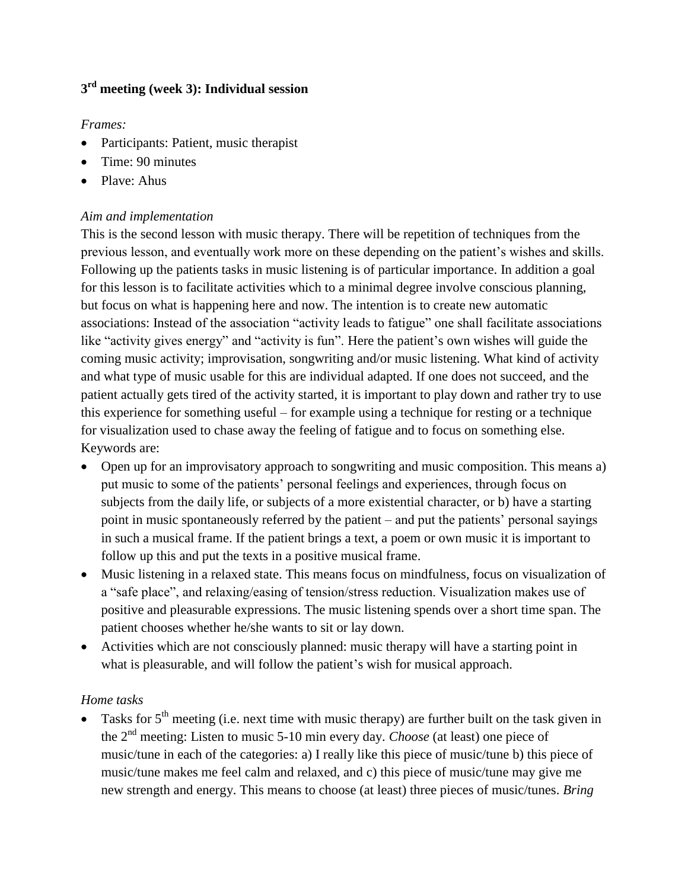### 3rd meeting (week 3): Individual session

*Frames:*

- Participants: Patient, music therapist
- Time: 90 minutes
- Plave: Ahus

*Aim and implementation*

This is the second lesson with music therapy. There will be repetition of techniques from the previous lesson, and eventually work more on these depending on the patient's wishes and skills. Following up the patients tasks in music listening is of particular importance. In addition a goal for this lesson is to facilitate activities which to a minimal degree involve conscious planning, but focus on what is happening here and now. The intention is to create new automatic associations: Instead of the association "activity leads to fatigue" one shall facilitate associations like "activity gives energy" and "activity is fun". Here the patient's own wishes will guide the coming music activity; improvisation, songwriting and/or music listening. What kind of activity and what type of music usable for this are individual adapted. If one does not succeed, and the patient actually gets tired of the activity started, it is important to play down and rather try to use this experience for something useful – for example using a technique for resting or a technique for visualization used to chase away the feeling of fatigue and to focus on something else. Keywords are:

- Open up for an improvisatory approach to songwriting and music composition. This means a) put music to some of the patients' personal feelings and experiences, through focus on subjects from the daily life, or subjects of a more existential character, or b) have a starting point in music spontaneously referred by the patient – and put the patients' personal sayings in such a musical frame. If the patient brings a text, a poem or own music it is important to follow up this and put the texts in a positive musical frame.
- Music listening in a relaxed state. This means focus on mindfulness, focus on visualization of a "safe place", and relaxing/easing of tension/stress reduction. Visualization makes use of positive and pleasurable expressions. The music listening spends over a short time span. The patient chooses whether he/she wants to sit or lay down.
- Activities which are not consciously planned: music therapy will have a starting point in what is pleasurable, and will follow the patient's wish for musical approach.

*Home tasks*

- Tasks for 5th meeting (i.e. next time with music therapy) are further built on the task given in the 2nd meeting: Listen to music 5-10 min every day. *Choose* (at least) one piece of music/tune in each of the categories: a) I really like this piece of music/tune b) this piece of music/tune makes me feel calm and relaxed, and c) this piece of music/tune may give me new strength and energy. This means to choose (at least) three pieces of music/tunes. *Bring*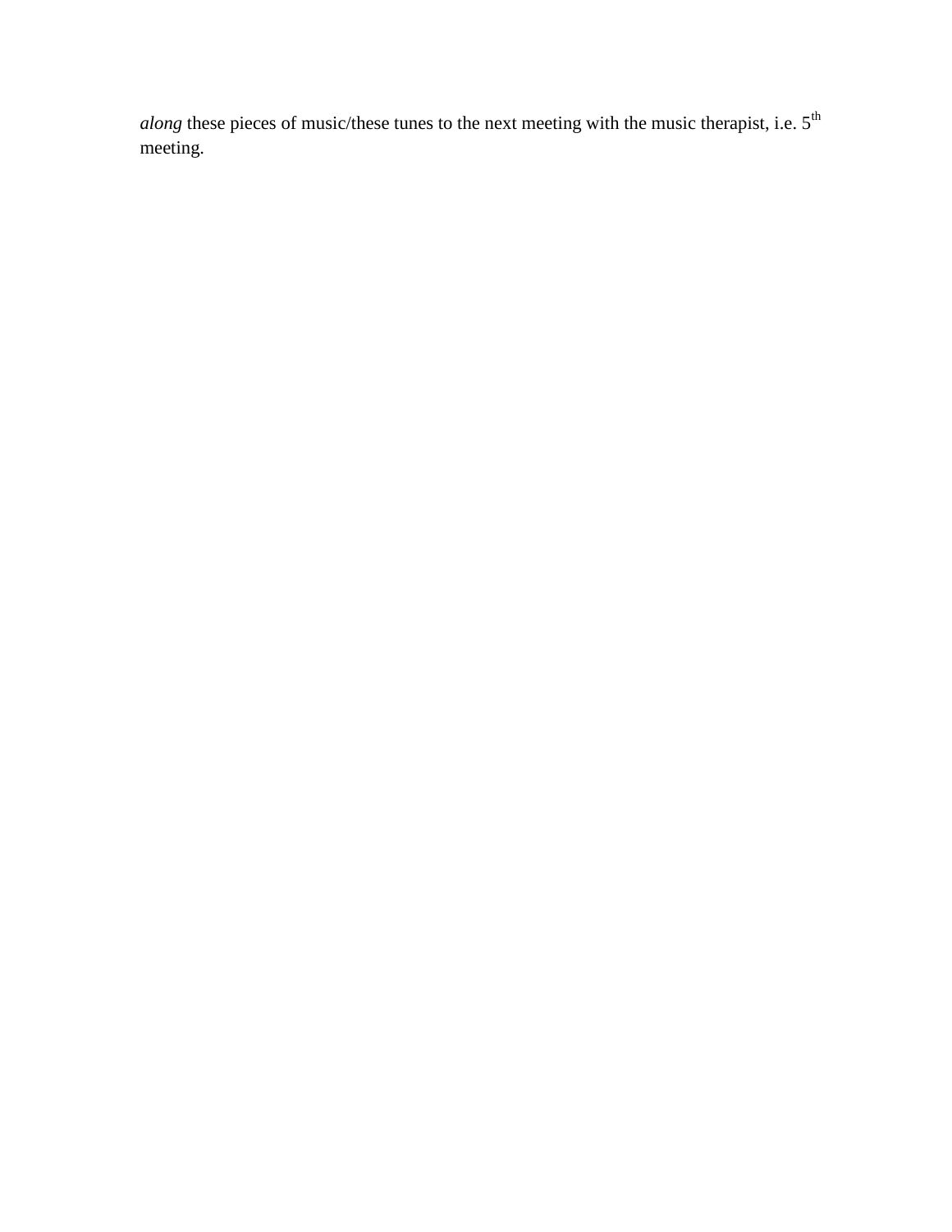*along* these pieces of music/these tunes to the next meeting with the music therapist, i.e. 5th meeting.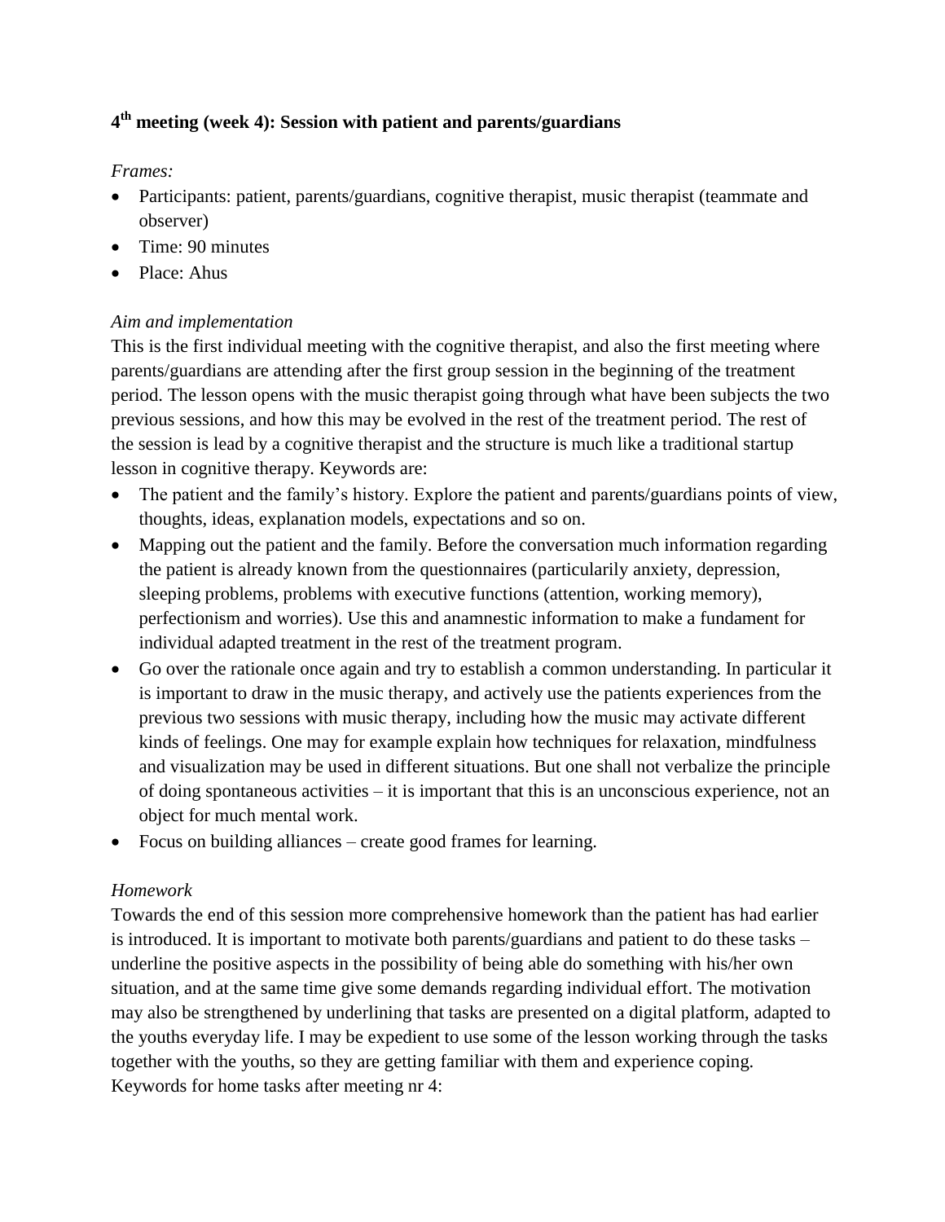### 4th meeting (week 4): Session with patient and parents/guardians

*Frames:*

- Participants: patient, parents/guardians, cognitive therapist, music therapist (teammate and observer)
- Time: 90 minutes
- Place: Ahus

*Aim and implementation*

This is the first individual meeting with the cognitive therapist, and also the first meeting where parents/guardians are attending after the first group session in the beginning of the treatment period. The lesson opens with the music therapist going through what have been subjects the two previous sessions, and how this may be evolved in the rest of the treatment period. The rest of the session is lead by a cognitive therapist and the structure is much like a traditional startup lesson in cognitive therapy. Keywords are:

- The patient and the family's history. Explore the patient and parents/guardians points of view, thoughts, ideas, explanation models, expectations and so on.
- Mapping out the patient and the family. Before the conversation much information regarding the patient is already known from the questionnaires (particularily anxiety, depression, sleeping problems, problems with executive functions (attention, working memory), perfectionism and worries). Use this and anamnestic information to make a fundament for individual adapted treatment in the rest of the treatment program.
- Go over the rationale once again and try to establish a common understanding. In particular it is important to draw in the music therapy, and actively use the patients experiences from the previous two sessions with music therapy, including how the music may activate different kinds of feelings. One may for example explain how techniques for relaxation, mindfulness and visualization may be used in different situations. But one shall not verbalize the principle of doing spontaneous activities – it is important that this is an unconscious experience, not an object for much mental work.
- Focus on building alliances – create good frames for learning.

*Homework*

Towards the end of this session more comprehensive homework than the patient has had earlier is introduced. It is important to motivate both parents/guardians and patient to do these tasks – underline the positive aspects in the possibility of being able do something with his/her own situation, and at the same time give some demands regarding individual effort. The motivation may also be strengthened by underlining that tasks are presented on a digital platform, adapted to the youths everyday life. I may be expedient to use some of the lesson working through the tasks together with the youths, so they are getting familiar with them and experience coping. Keywords for home tasks after meeting nr 4: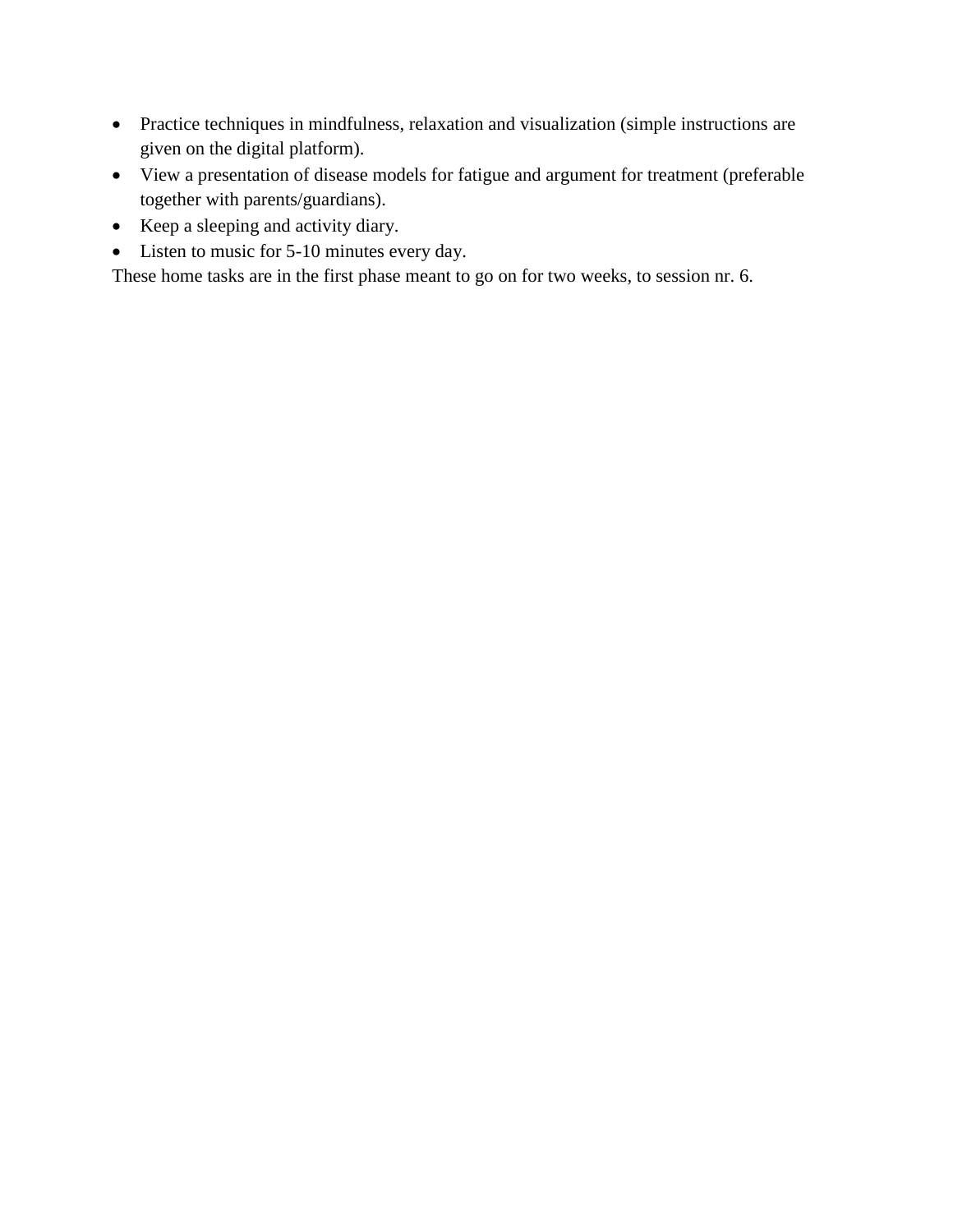- Practice techniques in mindfulness, relaxation and visualization (simple instructions are given on the digital platform).
- View a presentation of disease models for fatigue and argument for treatment (preferable together with parents/guardians).
- Keep a sleeping and activity diary.
- Listen to music for 5-10 minutes every day.

These home tasks are in the first phase meant to go on for two weeks, to session nr. 6.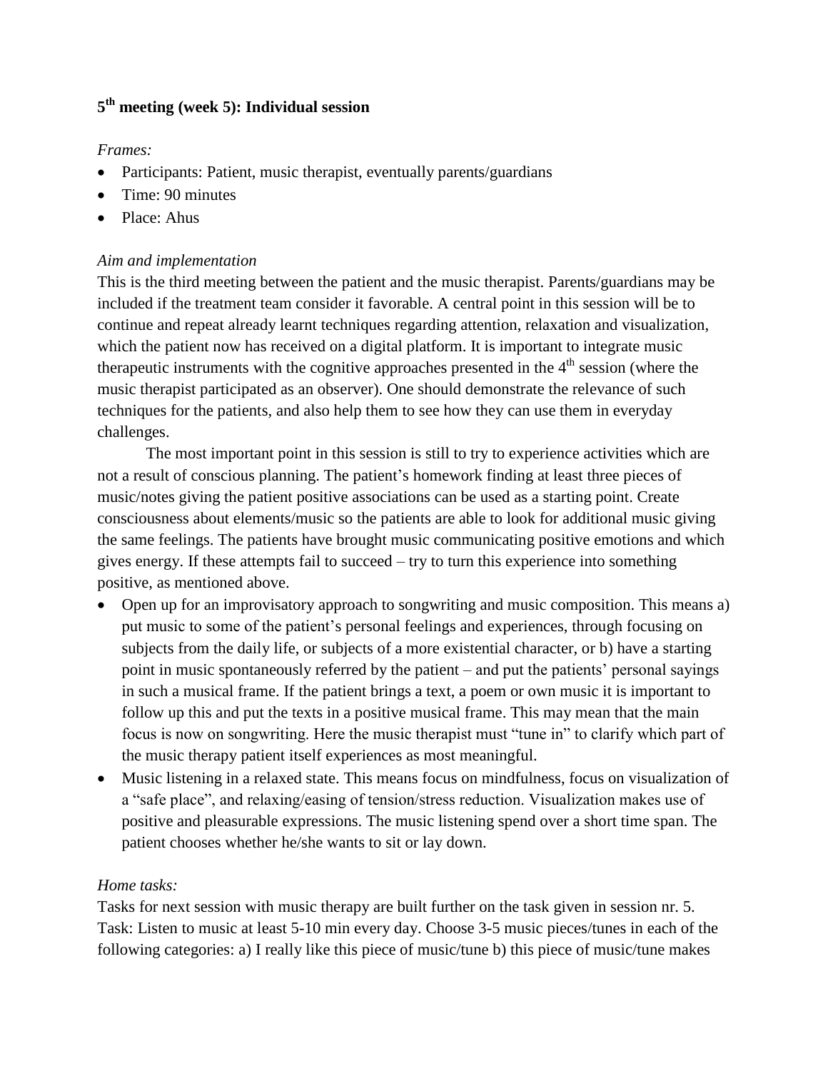**5th meeting (week 5): Individual session**

*Frames:*

- Participants: Patient, music therapist, eventually parents/guardians
- Time: 90 minutes
- Place: Ahus

*Aim and implementation*

This is the third meeting between the patient and the music therapist. Parents/guardians may be included if the treatment team consider it favorable. A central point in this session will be to continue and repeat already learnt techniques regarding attention, relaxation and visualization, which the patient now has received on a digital platform. It is important to integrate music therapeutic instruments with the cognitive approaches presented in the 4th session (where the music therapist participated as an observer). One should demonstrate the relevance of such techniques for the patients, and also help them to see how they can use them in everyday challenges.

The most important point in this session is still to try to experience activities which are not a result of conscious planning. The patient's homework finding at least three pieces of music/notes giving the patient positive associations can be used as a starting point. Create consciousness about elements/music so the patients are able to look for additional music giving the same feelings. The patients have brought music communicating positive emotions and which gives energy. If these attempts fail to succeed – try to turn this experience into something positive, as mentioned above.

- Open up for an improvisatory approach to songwriting and music composition. This means a) put music to some of the patient's personal feelings and experiences, through focusing on subjects from the daily life, or subjects of a more existential character, or b) have a starting point in music spontaneously referred by the patient – and put the patients' personal sayings in such a musical frame. If the patient brings a text, a poem or own music it is important to follow up this and put the texts in a positive musical frame. This may mean that the main focus is now on songwriting. Here the music therapist must "tune in" to clarify which part of the music therapy patient itself experiences as most meaningful.
- Music listening in a relaxed state. This means focus on mindfulness, focus on visualization of a "safe place", and relaxing/easing of tension/stress reduction. Visualization makes use of positive and pleasurable expressions. The music listening spend over a short time span. The patient chooses whether he/she wants to sit or lay down.

*Home tasks:*

Tasks for next session with music therapy are built further on the task given in session nr. 5. Task: Listen to music at least 5-10 min every day. Choose 3-5 music pieces/tunes in each of the following categories: a) I really like this piece of music/tune b) this piece of music/tune makes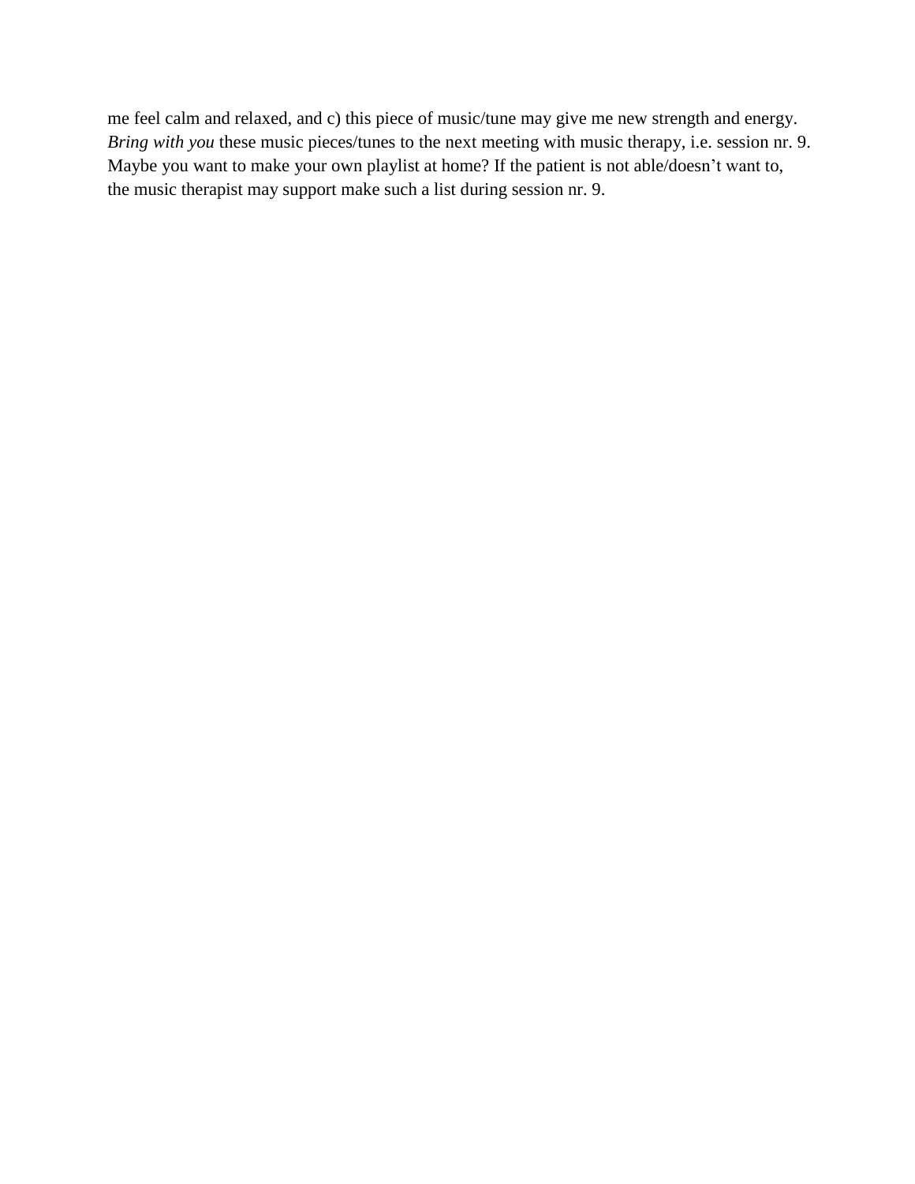me feel calm and relaxed, and c) this piece of music/tune may give me new strength and energy. *Bring with you* these music pieces/tunes to the next meeting with music therapy, i.e. session nr. 9. Maybe you want to make your own playlist at home? If the patient is not able/doesn't want to, the music therapist may support make such a list during session nr. 9.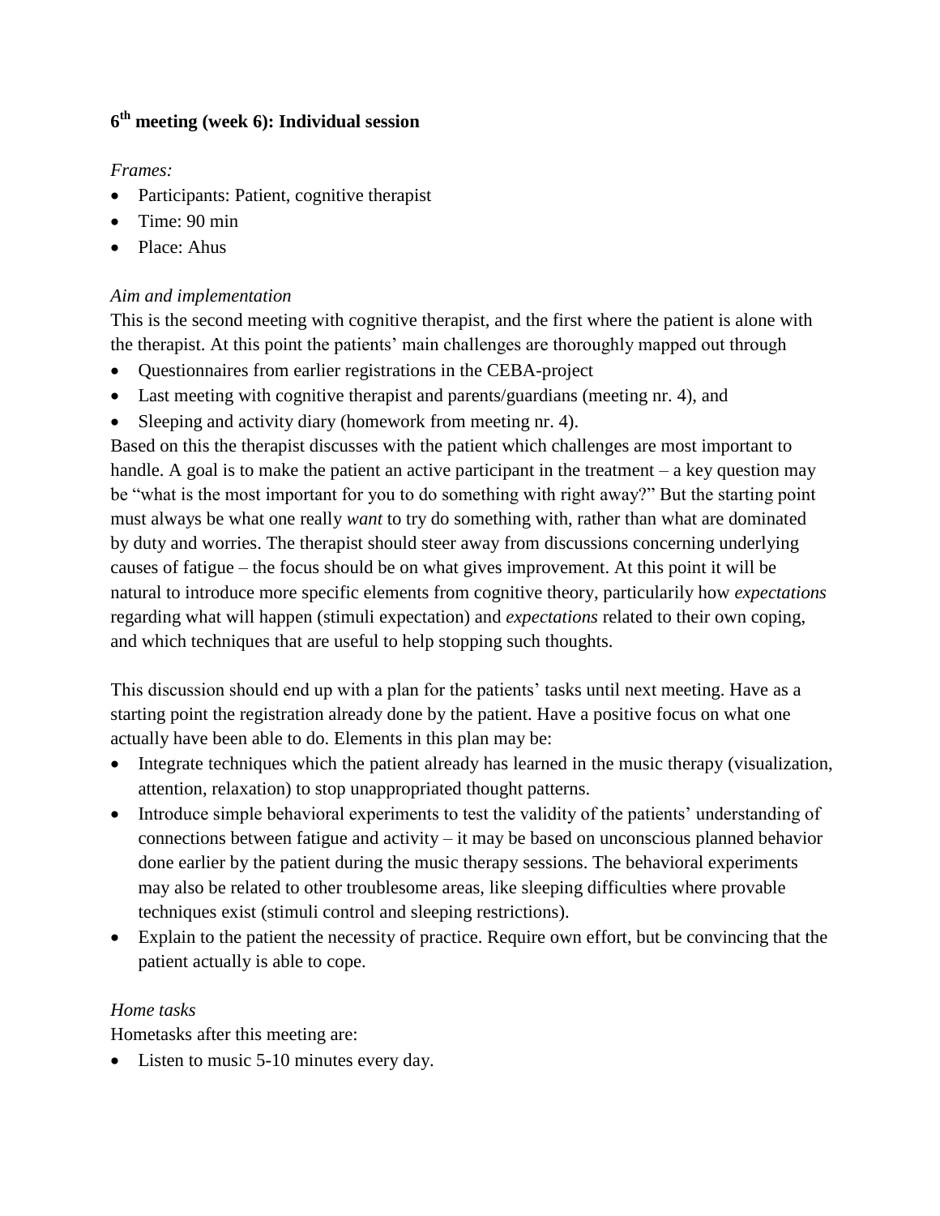### 6th meeting (week 6): Individual session

*Frames:*

- Participants: Patient, cognitive therapist
- Time: 90 min
- Place: Ahus

*Aim and implementation*

This is the second meeting with cognitive therapist, and the first where the patient is alone with the therapist. At this point the patients' main challenges are thoroughly mapped out through

- Questionnaires from earlier registrations in the CEBA-project
- Last meeting with cognitive therapist and parents/guardians (meeting nr. 4), and
- Sleeping and activity diary (homework from meeting nr. 4).

Based on this the therapist discusses with the patient which challenges are most important to handle. A goal is to make the patient an active participant in the treatment – a key question may be "what is the most important for you to do something with right away?" But the starting point must always be what one really *want* to try do something with, rather than what are dominated by duty and worries. The therapist should steer away from discussions concerning underlying causes of fatigue – the focus should be on what gives improvement. At this point it will be natural to introduce more specific elements from cognitive theory, particularly how *expectations* regarding what will happen (stimuli expectation) and *expectations* related to their own coping, and which techniques that are useful to help stopping such thoughts.

This discussion should end up with a plan for the patients' tasks until next meeting. Have as a starting point the registration already done by the patient. Have a positive focus on what one actually have been able to do. Elements in this plan may be:

- Integrate techniques which the patient already has learned in the music therapy (visualization, attention, relaxation) to stop unappropriated thought patterns.
- Introduce simple behavioral experiments to test the validity of the patients' understanding of connections between fatigue and activity – it may be based on unconscious planned behavior done earlier by the patient during the music therapy sessions. The behavioral experiments may also be related to other troublesome areas, like sleeping difficulties where provable techniques exist (stimuli control and sleeping restrictions).
- Explain to the patient the necessity of practice. Require own effort, but be convincing that the patient actually is able to cope.

*Home tasks*

Hometasks after this meeting are:

- Listen to music 5-10 minutes every day.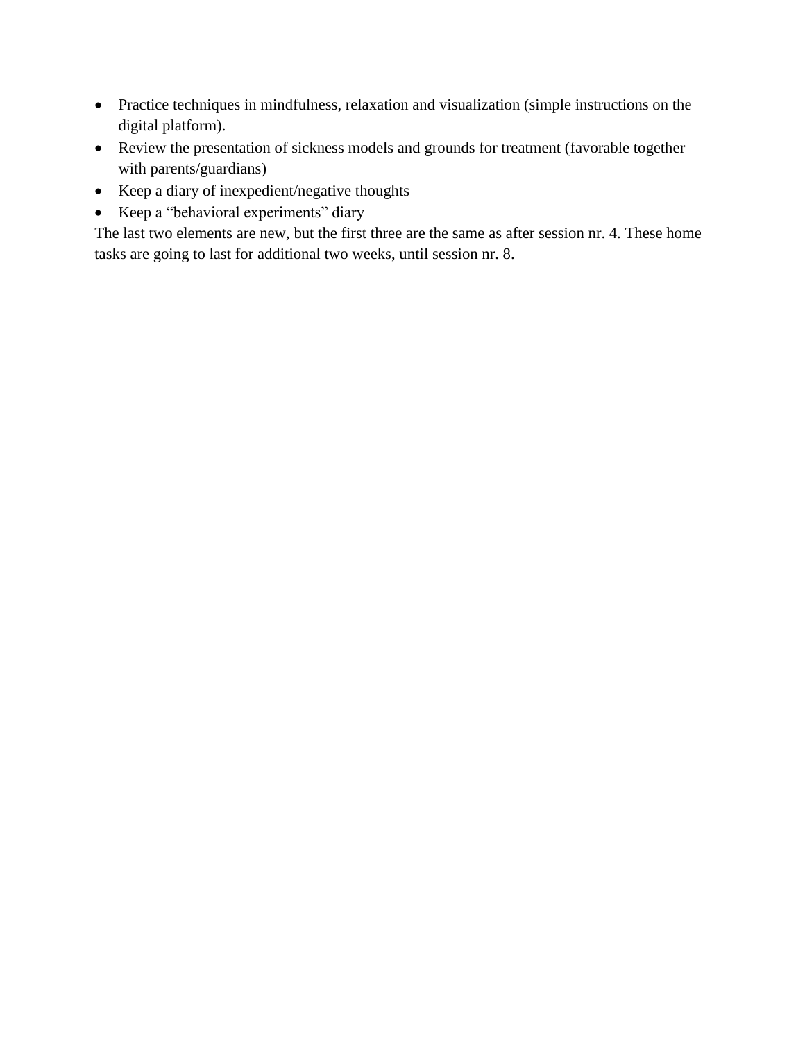- Practice techniques in mindfulness, relaxation and visualization (simple instructions on the digital platform).
- Review the presentation of sickness models and grounds for treatment (favorable together with parents/guardians)
- Keep a diary of inexpedient/negative thoughts
- Keep a “behavioral experiments” diary

The last two elements are new, but the first three are the same as after session nr. 4. These home tasks are going to last for additional two weeks, until session nr. 8.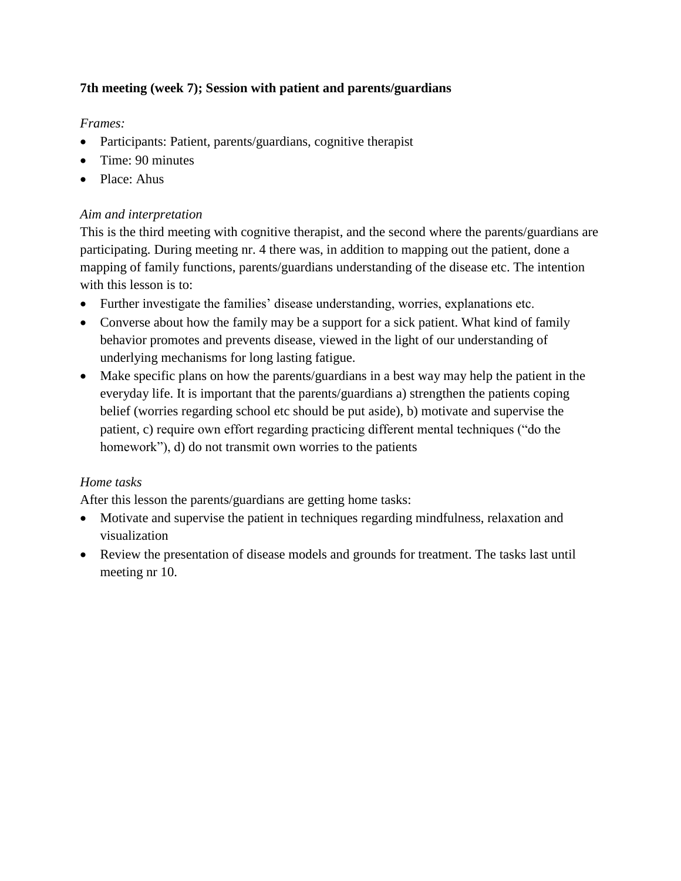**7th meeting (week 7); Session with patient and parents/guardians**

*Frames:*

- Participants: Patient, parents/guardians, cognitive therapist
- Time: 90 minutes
- Place: Ahus

*Aim and interpretation*

This is the third meeting with cognitive therapist, and the second where the parents/guardians are participating. During meeting nr. 4 there was, in addition to mapping out the patient, done a mapping of family functions, parents/guardians understanding of the disease etc. The intention with this lesson is to:

- Further investigate the families' disease understanding, worries, explanations etc.
- Converse about how the family may be a support for a sick patient. What kind of family behavior promotes and prevents disease, viewed in the light of our understanding of underlying mechanisms for long lasting fatigue.
- Make specific plans on how the parents/guardians in a best way may help the patient in the everyday life. It is important that the parents/guardians a) strengthen the patients coping belief (worries regarding school etc should be put aside), b) motivate and supervise the patient, c) require own effort regarding practicing different mental techniques ("do the homework"), d) do not transmit own worries to the patients

*Home tasks*

After this lesson the parents/guardians are getting home tasks:

- Motivate and supervise the patient in techniques regarding mindfulness, relaxation and visualization
- Review the presentation of disease models and grounds for treatment. The tasks last until meeting nr 10.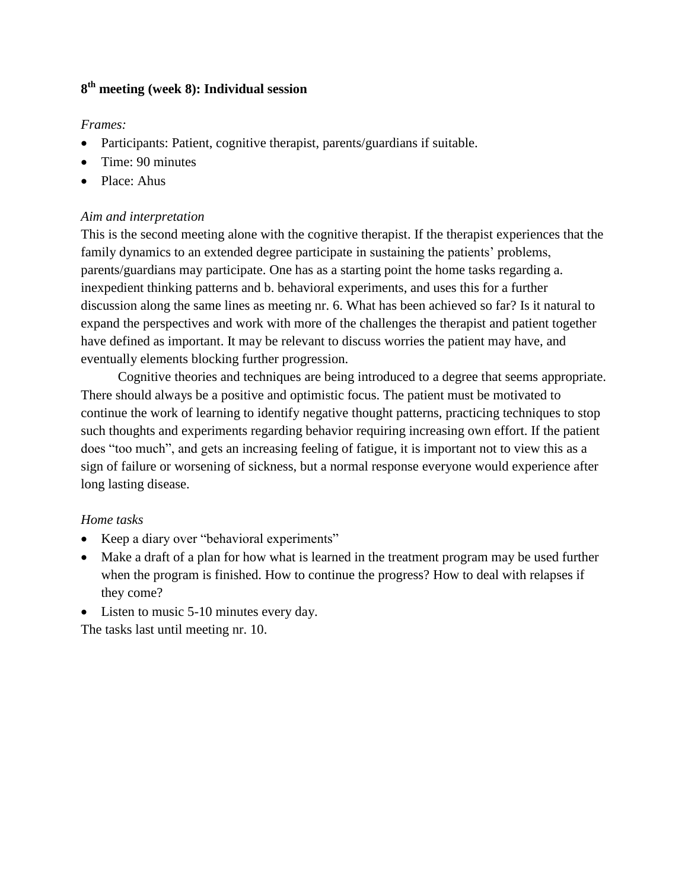**8th meeting (week 8): Individual session**

*Frames:*

- Participants: Patient, cognitive therapist, parents/guardians if suitable.
- Time: 90 minutes
- Place: Ahus

*Aim and interpretation*

This is the second meeting alone with the cognitive therapist. If the therapist experiences that the family dynamics to an extended degree participate in sustaining the patients' problems, parents/guardians may participate. One has as a starting point the home tasks regarding a. inexpedient thinking patterns and b. behavioral experiments, and uses this for a further discussion along the same lines as meeting nr. 6. What has been achieved so far? Is it natural to expand the perspectives and work with more of the challenges the therapist and patient together have defined as important. It may be relevant to discuss worries the patient may have, and eventually elements blocking further progression.

Cognitive theories and techniques are being introduced to a degree that seems appropriate. There should always be a positive and optimistic focus. The patient must be motivated to continue the work of learning to identify negative thought patterns, practicing techniques to stop such thoughts and experiments regarding behavior requiring increasing own effort. If the patient does "too much", and gets an increasing feeling of fatigue, it is important not to view this as a sign of failure or worsening of sickness, but a normal response everyone would experience after long lasting disease.

*Home tasks*

- Keep a diary over "behavioral experiments"
- Make a draft of a plan for how what is learned in the treatment program may be used further when the program is finished. How to continue the progress? How to deal with relapses if they come?
- Listen to music 5-10 minutes every day.

The tasks last until meeting nr. 10.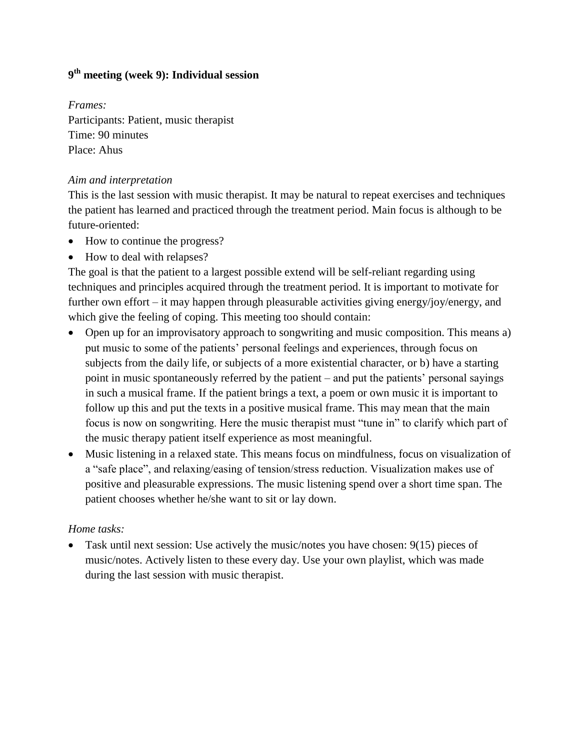**9th meeting (week 9): Individual session**

*Frames:*
Participants: Patient, music therapist
Time: 90 minutes
Place: Ahus

*Aim and interpretation*
This is the last session with music therapist. It may be natural to repeat exercises and techniques the patient has learned and practiced through the treatment period. Main focus is although to be future-oriented:

- How to continue the progress?
- How to deal with relapses?

The goal is that the patient to a largest possible extend will be self-reliant regarding using techniques and principles acquired through the treatment period. It is important to motivate for further own effort – it may happen through pleasurable activities giving energy/joy/energy, and which give the feeling of coping. This meeting too should contain:

- Open up for an improvisatory approach to songwriting and music composition. This means a) put music to some of the patients' personal feelings and experiences, through focus on subjects from the daily life, or subjects of a more existential character, or b) have a starting point in music spontaneously referred by the patient – and put the patients' personal sayings in such a musical frame. If the patient brings a text, a poem or own music it is important to follow up this and put the texts in a positive musical frame. This may mean that the main focus is now on songwriting. Here the music therapist must "tune in" to clarify which part of the music therapy patient itself experience as most meaningful.
- Music listening in a relaxed state. This means focus on mindfulness, focus on visualization of a "safe place", and relaxing/easing of tension/stress reduction. Visualization makes use of positive and pleasurable expressions. The music listening spend over a short time span. The patient chooses whether he/she want to sit or lay down.

*Home tasks:*

- Task until next session: Use actively the music/notes you have chosen: 9(15) pieces of music/notes. Actively listen to these every day. Use your own playlist, which was made during the last session with music therapist.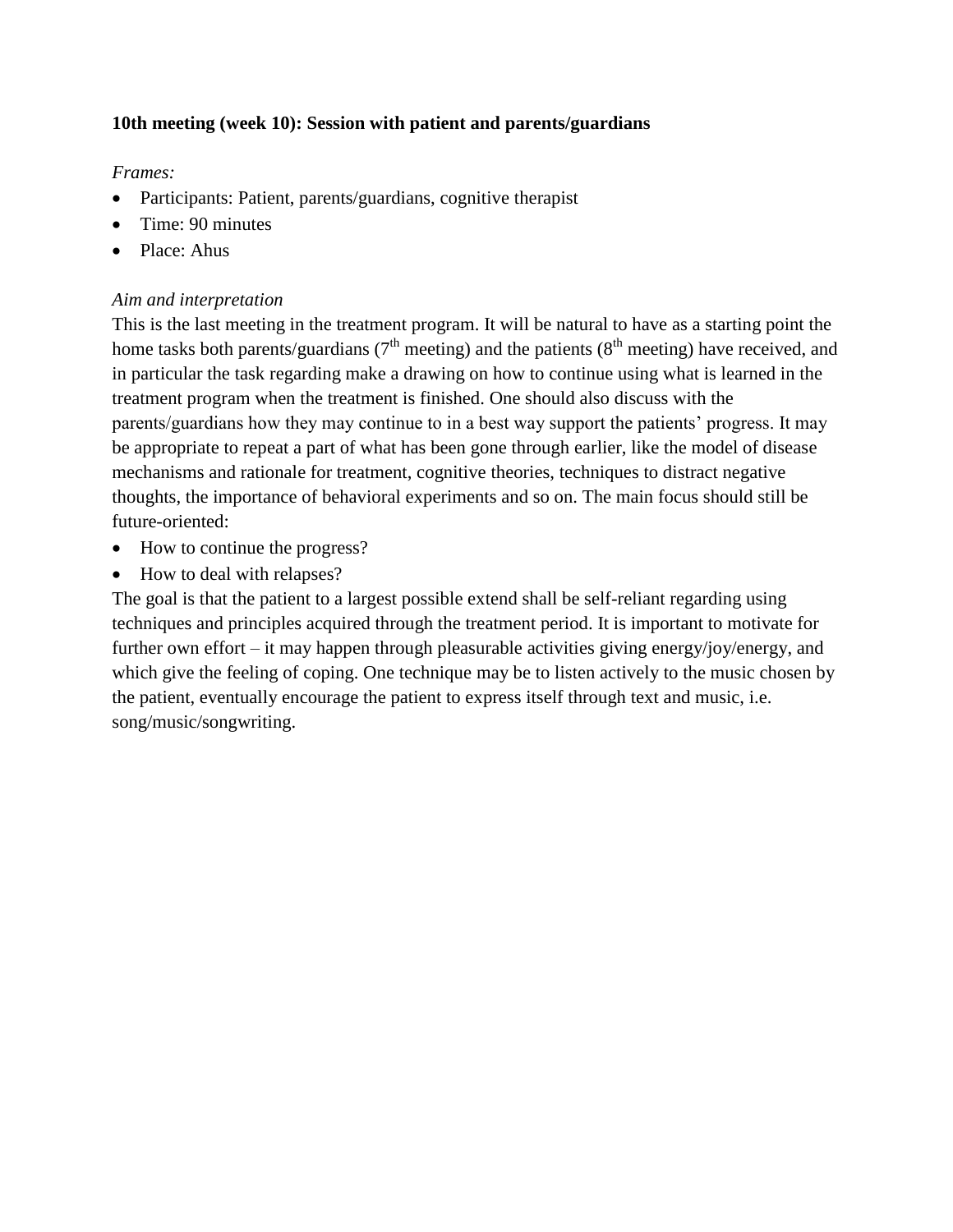**10th meeting (week 10): Session with patient and parents/guardians**

*Frames:*

- Participants: Patient, parents/guardians, cognitive therapist
- Time: 90 minutes
- Place: Ahus

*Aim and interpretation*

This is the last meeting in the treatment program. It will be natural to have as a starting point the home tasks both parents/guardians (7th meeting) and the patients (8th meeting) have received, and in particular the task regarding make a drawing on how to continue using what is learned in the treatment program when the treatment is finished. One should also discuss with the parents/guardians how they may continue to in a best way support the patients' progress. It may be appropriate to repeat a part of what has been gone through earlier, like the model of disease mechanisms and rationale for treatment, cognitive theories, techniques to distract negative thoughts, the importance of behavioral experiments and so on. The main focus should still be future-oriented:

- How to continue the progress?
- How to deal with relapses?

The goal is that the patient to a largest possible extend shall be self-reliant regarding using techniques and principles acquired through the treatment period. It is important to motivate for further own effort – it may happen through pleasurable activities giving energy/joy/energy, and which give the feeling of coping. One technique may be to listen actively to the music chosen by the patient, eventually encourage the patient to express itself through text and music, i.e. song/music/songwriting.